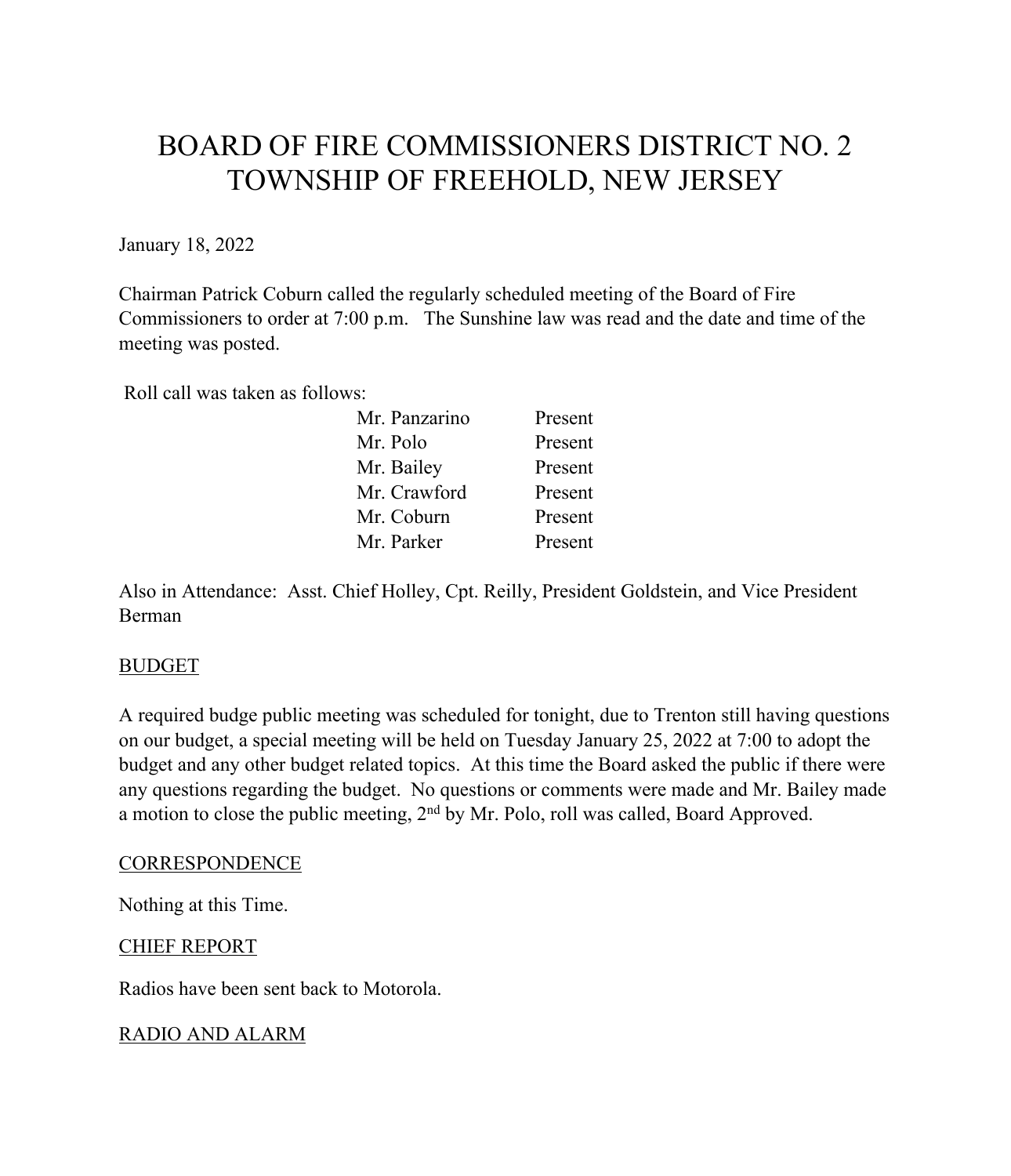# BOARD OF FIRE COMMISSIONERS DISTRICT NO. 2
# TOWNSHIP OF FREEHOLD, NEW JERSEY

January 18, 2022

Chairman Patrick Coburn called the regularly scheduled meeting of the Board of Fire Commissioners to order at 7:00 p.m. The Sunshine law was read and the date and time of the meeting was posted.

Roll call was taken as follows:

| | |
|---|---|
| Mr. Panzarino | Present |
| Mr. Polo | Present |
| Mr. Bailey | Present |
| Mr. Crawford | Present |
| Mr. Coburn | Present |
| Mr. Parker | Present |

Also in Attendance: Asst. Chief Holley, Cpt. Reilly, President Goldstein, and Vice President Berman

## BUDGET

A required budge public meeting was scheduled for tonight, due to Trenton still having questions on our budget, a special meeting will be held on Tuesday January 25, 2022 at 7:00 to adopt the budget and any other budget related topics. At this time the Board asked the public if there were any questions regarding the budget. No questions or comments were made and Mr. Bailey made a motion to close the public meeting, 2nd by Mr. Polo, roll was called, Board Approved.

## CORRESPONDENCE

Nothing at this Time.

## CHIEF REPORT

Radios have been sent back to Motorola.

## RADIO AND ALARM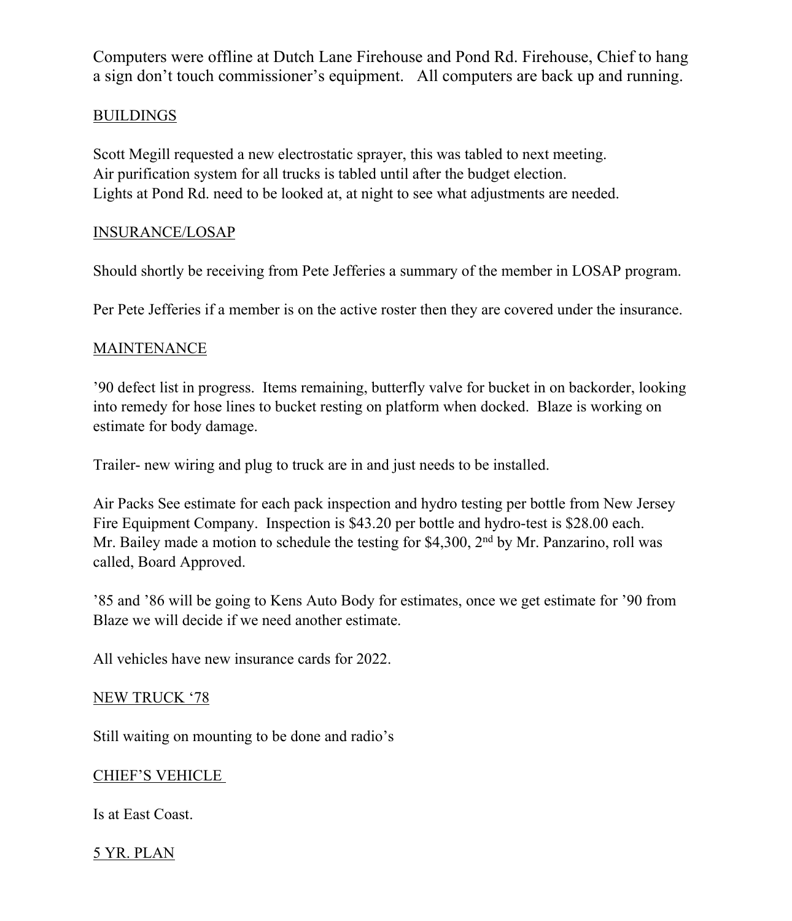Computers were offline at Dutch Lane Firehouse and Pond Rd. Firehouse, Chief to hang a sign don't touch commissioner's equipment. All computers are back up and running.

## BUILDINGS

Scott Megill requested a new electrostatic sprayer, this was tabled to next meeting.
Air purification system for all trucks is tabled until after the budget election.
Lights at Pond Rd. need to be looked at, at night to see what adjustments are needed.

## INSURANCE/LOSAP

Should shortly be receiving from Pete Jefferies a summary of the member in LOSAP program.

Per Pete Jefferies if a member is on the active roster then they are covered under the insurance.

## MAINTENANCE

'90 defect list in progress. Items remaining, butterfly valve for bucket in on backorder, looking into remedy for hose lines to bucket resting on platform when docked. Blaze is working on estimate for body damage.

Trailer- new wiring and plug to truck are in and just needs to be installed.

Air Packs See estimate for each pack inspection and hydro testing per bottle from New Jersey Fire Equipment Company. Inspection is $43.20 per bottle and hydro-test is $28.00 each. Mr. Bailey made a motion to schedule the testing for $4,300, 2nd by Mr. Panzarino, roll was called, Board Approved.

'85 and '86 will be going to Kens Auto Body for estimates, once we get estimate for '90 from Blaze we will decide if we need another estimate.

All vehicles have new insurance cards for 2022.

## NEW TRUCK '78

Still waiting on mounting to be done and radio's

## CHIEF'S VEHICLE

Is at East Coast.

## 5 YR. PLAN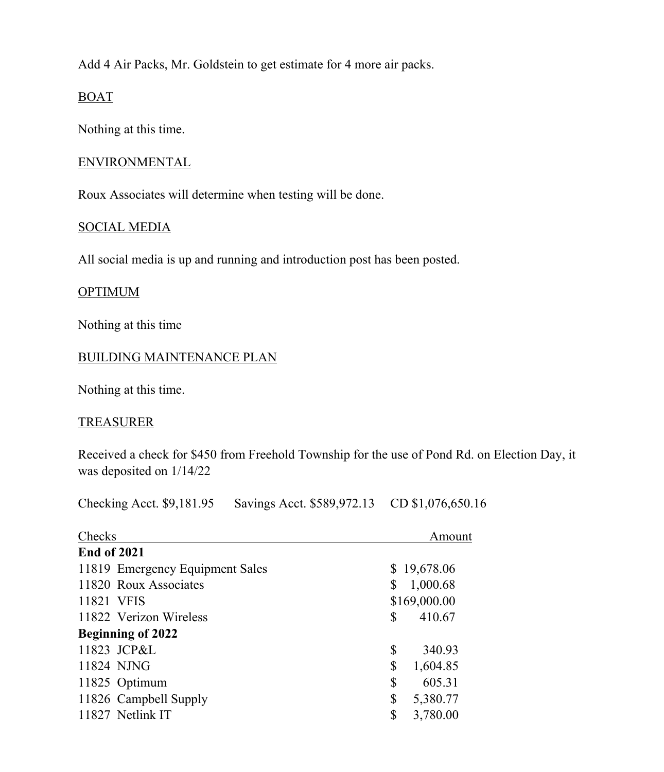Add 4 Air Packs, Mr. Goldstein to get estimate for 4 more air packs.

<u>BOAT</u>

Nothing at this time.

<u>ENVIRONMENTAL</u>

Roux Associates will determine when testing will be done.

<u>SOCIAL MEDIA</u>

All social media is up and running and introduction post has been posted.

<u>OPTIMUM</u>

Nothing at this time

<u>BUILDING MAINTENANCE PLAN</u>

Nothing at this time.

<u>TREASURER</u>

Received a check for $450 from Freehold Township for the use of Pond Rd. on Election Day, it was deposited on 1/14/22

Checking Acct. $9,181.95 Savings Acct. $589,972.13 CD $1,076,650.16

| Checks | Amount |
|---|---|
| **End of 2021** | |
| 11819 Emergency Equipment Sales | $ 19,678.06 |
| 11820 Roux Associates | $ 1,000.68 |
| 11821 VFIS | $169,000.00 |
| 11822 Verizon Wireless | $ 410.67 |
| **Beginning of 2022** | |
| 11823 JCP&L | $ 340.93 |
| 11824 NJNG | $ 1,604.85 |
| 11825 Optimum | $ 605.31 |
| 11826 Campbell Supply | $ 5,380.77 |
| 11827 Netlink IT | $ 3,780.00 |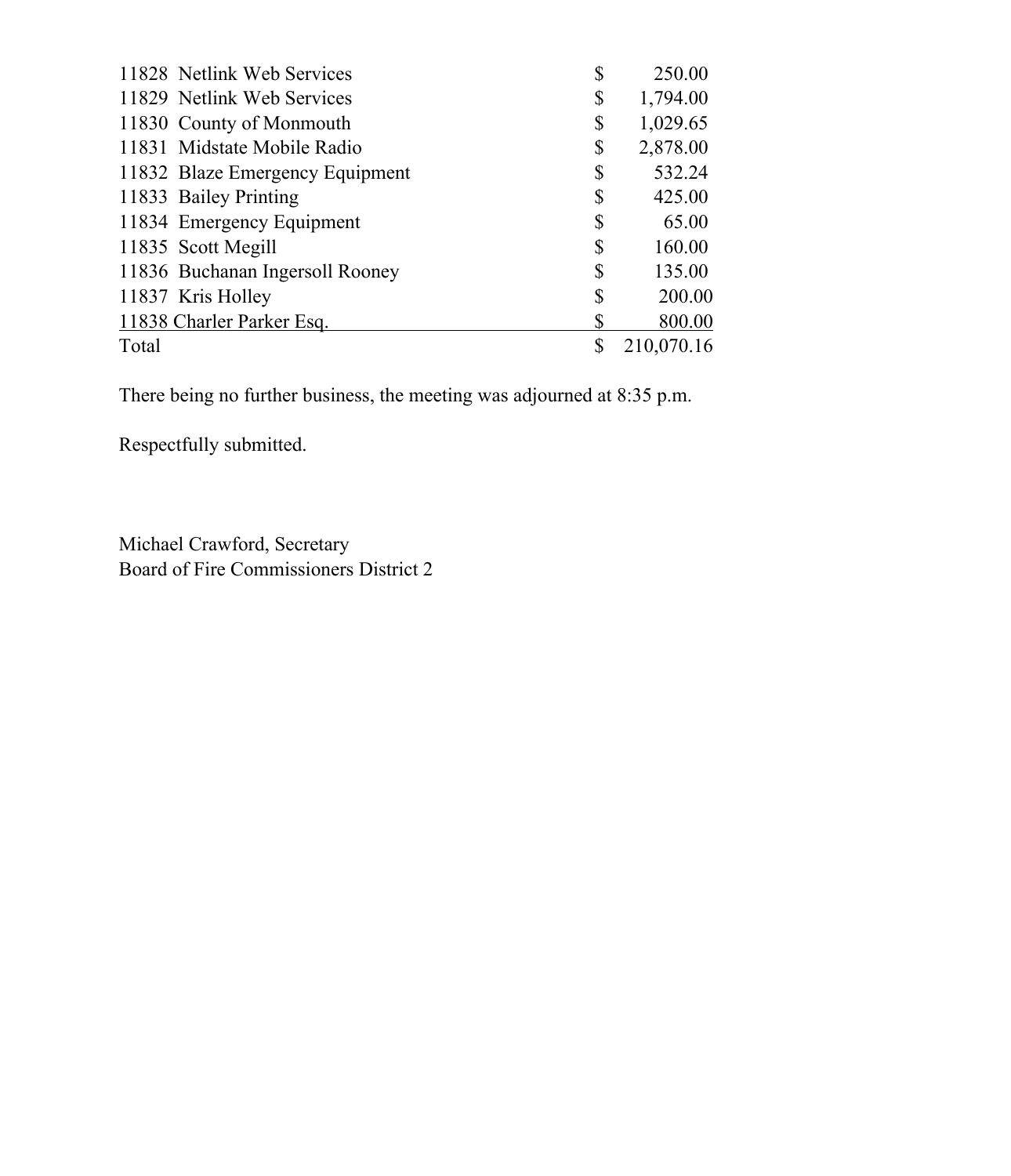| | | |
|---|---|---|
| 11828 Netlink Web Services | $ | 250.00 |
| 11829 Netlink Web Services | $ | 1,794.00 |
| 11830 County of Monmouth | $ | 1,029.65 |
| 11831 Midstate Mobile Radio | $ | 2,878.00 |
| 11832 Blaze Emergency Equipment | $ | 532.24 |
| 11833 Bailey Printing | $ | 425.00 |
| 11834 Emergency Equipment | $ | 65.00 |
| 11835 Scott Megill | $ | 160.00 |
| 11836 Buchanan Ingersoll Rooney | $ | 135.00 |
| 11837 Kris Holley | $ | 200.00 |
| 11838 Charler Parker Esq. | $ | 800.00 |
| Total | $ | 210,070.16 |

There being no further business, the meeting was adjourned at 8:35 p.m.

Respectfully submitted.

Michael Crawford, Secretary
Board of Fire Commissioners District 2